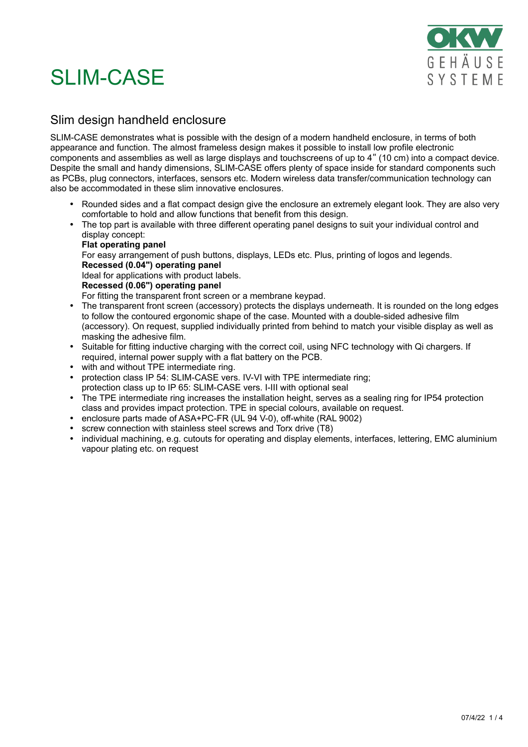# SLIM-CASE

OKW GEHÄUSE SYSTEME

## Slim design handheld enclosure

SLIM-CASE demonstrates what is possible with the design of a modern handheld enclosure, in terms of both appearance and function. The almost frameless design makes it possible to install low profile electronic components and assemblies as well as large displays and touchscreens of up to 4″ (10 cm) into a compact device. Despite the small and handy dimensions, SLIM-CASE offers plenty of space inside for standard components such as PCBs, plug connectors, interfaces, sensors etc. Modern wireless data transfer/communication technology can also be accommodated in these slim innovative enclosures.

- Rounded sides and a flat compact design give the enclosure an extremely elegant look. They are also very comfortable to hold and allow functions that benefit from this design.
- The top part is available with three different operating panel designs to suit your individual control and display concept:
  **Flat operating panel**
  For easy arrangement of push buttons, displays, LEDs etc. Plus, printing of logos and legends.
  **Recessed (0.04") operating panel**
  Ideal for applications with product labels.
  **Recessed (0.06") operating panel**
  For fitting the transparent front screen or a membrane keypad.
- The transparent front screen (accessory) protects the displays underneath. It is rounded on the long edges to follow the contoured ergonomic shape of the case. Mounted with a double-sided adhesive film (accessory). On request, supplied individually printed from behind to match your visible display as well as masking the adhesive film.
- Suitable for fitting inductive charging with the correct coil, using NFC technology with Qi chargers. If required, internal power supply with a flat battery on the PCB.
- with and without TPE intermediate ring.
- protection class IP 54: SLIM-CASE vers. IV-VI with TPE intermediate ring;
  protection class up to IP 65: SLIM-CASE vers. I-III with optional seal
- The TPE intermediate ring increases the installation height, serves as a sealing ring for IP54 protection class and provides impact protection. TPE in special colours, available on request.
- enclosure parts made of ASA+PC-FR (UL 94 V-0), off-white (RAL 9002)
- screw connection with stainless steel screws and Torx drive (T8)
- individual machining, e.g. cutouts for operating and display elements, interfaces, lettering, EMC aluminium vapour plating etc. on request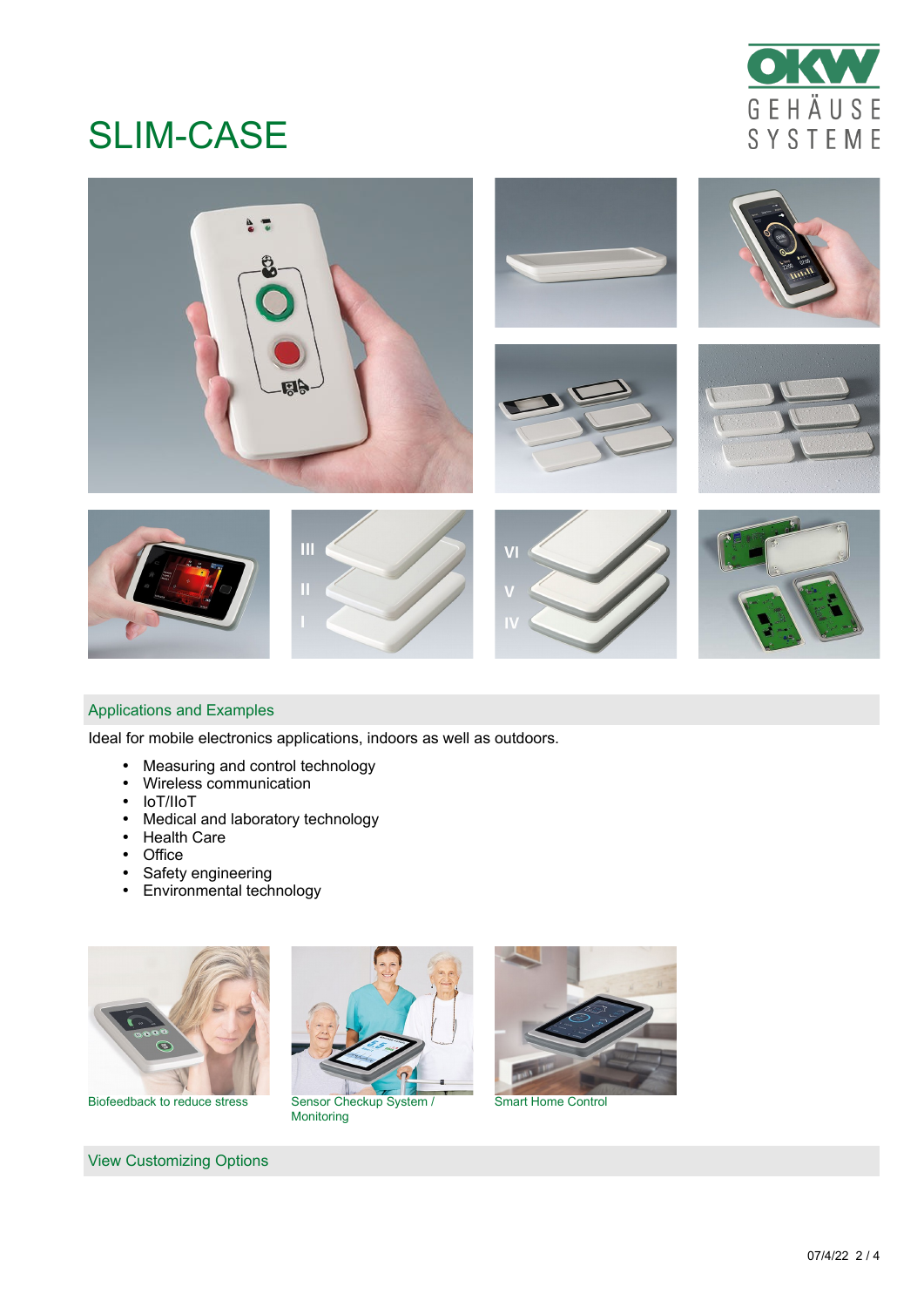# SLIM-CASE

## Applications and Examples

Ideal for mobile electronics applications, indoors as well as outdoors.

- Measuring and control technology
- Wireless communication
- IoT/IIoT
- Medical and laboratory technology
- Health Care
- Office
- Safety engineering
- Environmental technology

Biofeedback to reduce stress

Sensor Checkup System / Monitoring

Smart Home Control

## View Customizing Options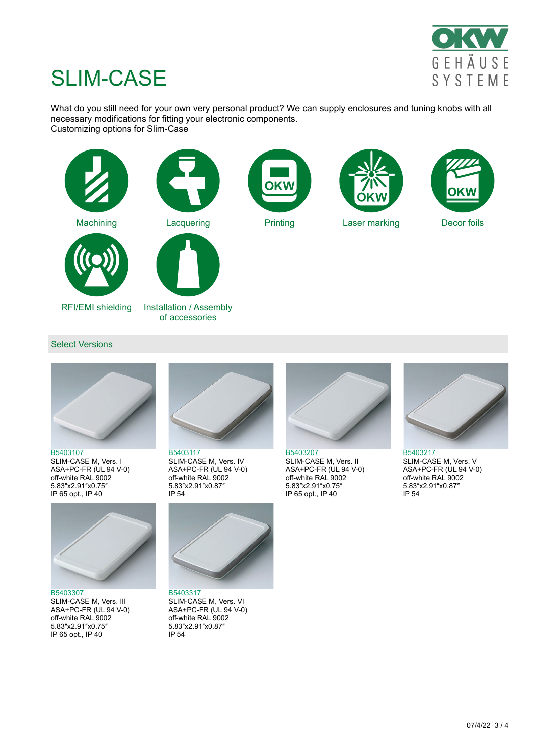# SLIM-CASE

What do you still need for your own very personal product? We can supply enclosures and tuning knobs with all necessary modifications for fitting your electronic components.
Customizing options for Slim-Case

- Machining
- Lacquering
- Printing
- Laser marking
- Decor foils
- RFI/EMI shielding
- Installation / Assembly of accessories

## Select Versions

B5403107
SLIM-CASE M, Vers. I
ASA+PC-FR (UL 94 V-0)
off-white RAL 9002
5.83″x2.91″x0.75″
IP 65 opt., IP 40

B5403117
SLIM-CASE M, Vers. IV
ASA+PC-FR (UL 94 V-0)
off-white RAL 9002
5.83″x2.91″x0.87″
IP 54

B5403207
SLIM-CASE M, Vers. II
ASA+PC-FR (UL 94 V-0)
off-white RAL 9002
5.83″x2.91″x0.75″
IP 65 opt., IP 40

B5403217
SLIM-CASE M, Vers. V
ASA+PC-FR (UL 94 V-0)
off-white RAL 9002
5.83″x2.91″x0.87″
IP 54

B5403307
SLIM-CASE M, Vers. III
ASA+PC-FR (UL 94 V-0)
off-white RAL 9002
5.83″x2.91″x0.75″
IP 65 opt., IP 40

B5403317
SLIM-CASE M, Vers. VI
ASA+PC-FR (UL 94 V-0)
off-white RAL 9002
5.83″x2.91″x0.87″
IP 54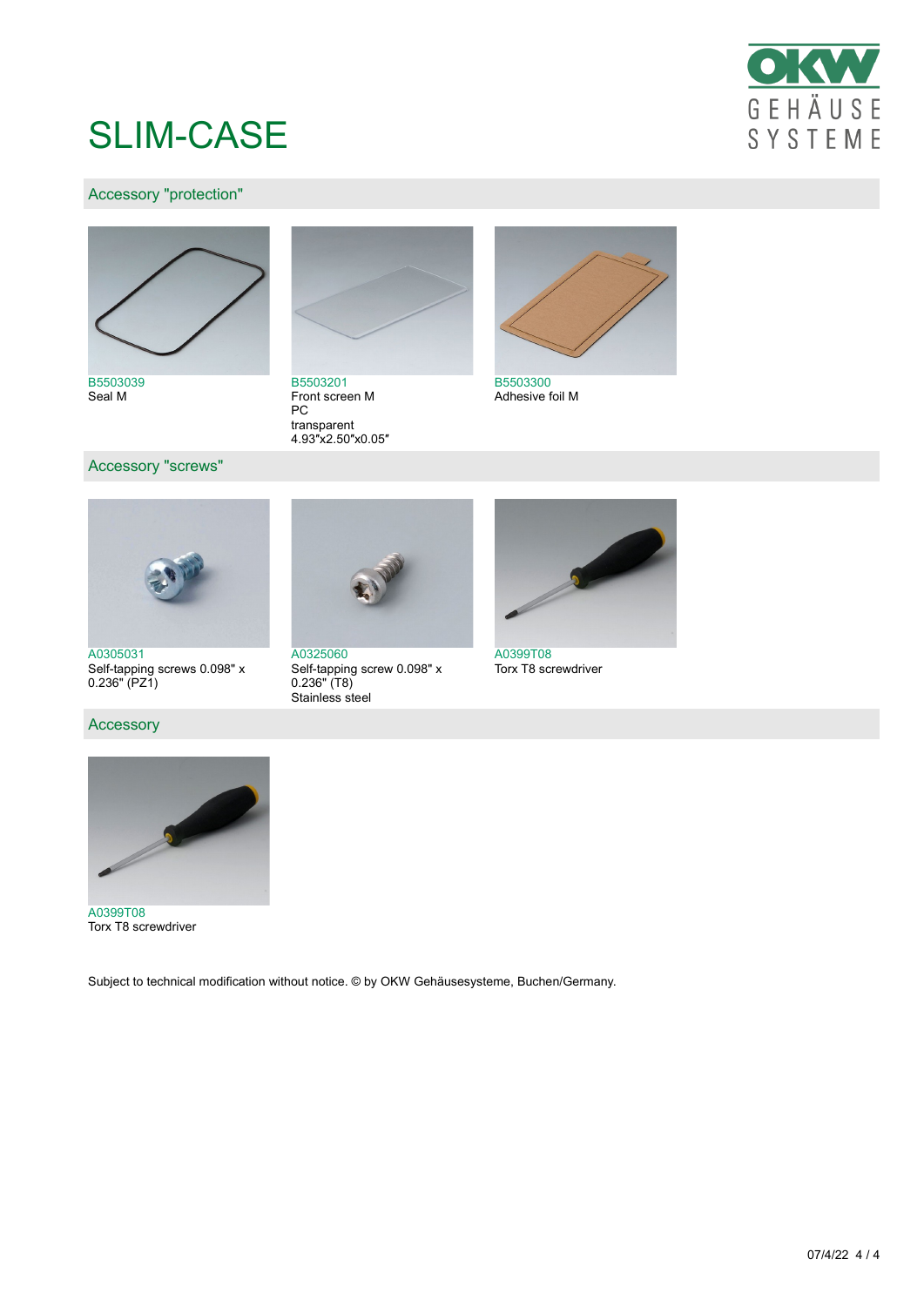# SLIM-CASE

## Accessory "protection"

B5503039
Seal M

B5503201
Front screen M
PC
transparent
4.93″x2.50″x0.05″

B5503300
Adhesive foil M

## Accessory "screws"

A0305031
Self-tapping screws 0.098" x 0.236" (PZ1)

A0325060
Self-tapping screw 0.098" x 0.236" (T8)
Stainless steel

A0399T08
Torx T8 screwdriver

## Accessory

A0399T08
Torx T8 screwdriver

Subject to technical modification without notice. © by OKW Gehäusesysteme, Buchen/Germany.

07/4/22